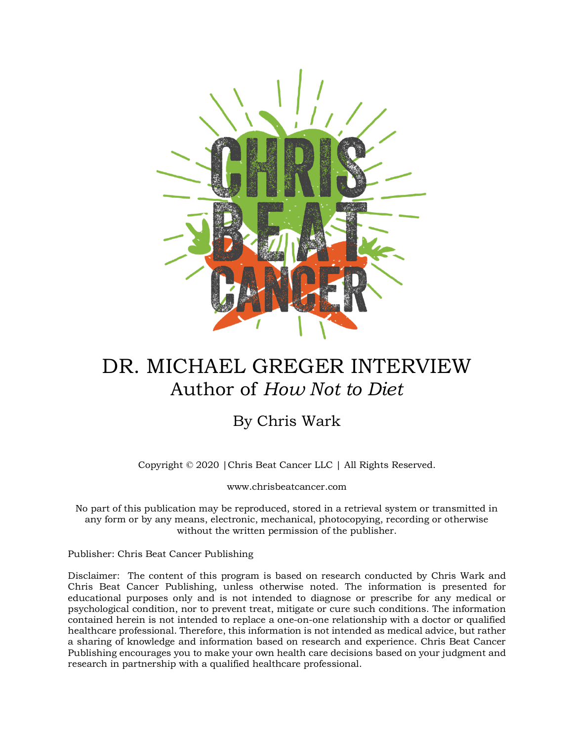# DR. MICHAEL GREGER INTERVIEW

## Author of *How Not to Diet*

By Chris Wark

Copyright © 2020 |Chris Beat Cancer LLC | All Rights Reserved.

www.chrisbeatcancer.com

No part of this publication may be reproduced, stored in a retrieval system or transmitted in any form or by any means, electronic, mechanical, photocopying, recording or otherwise without the written permission of the publisher.

Publisher: Chris Beat Cancer Publishing

Disclaimer: The content of this program is based on research conducted by Chris Wark and Chris Beat Cancer Publishing, unless otherwise noted. The information is presented for educational purposes only and is not intended to diagnose or prescribe for any medical or psychological condition, nor to prevent treat, mitigate or cure such conditions. The information contained herein is not intended to replace a one-on-one relationship with a doctor or qualified healthcare professional. Therefore, this information is not intended as medical advice, but rather a sharing of knowledge and information based on research and experience. Chris Beat Cancer Publishing encourages you to make your own health care decisions based on your judgment and research in partnership with a qualified healthcare professional.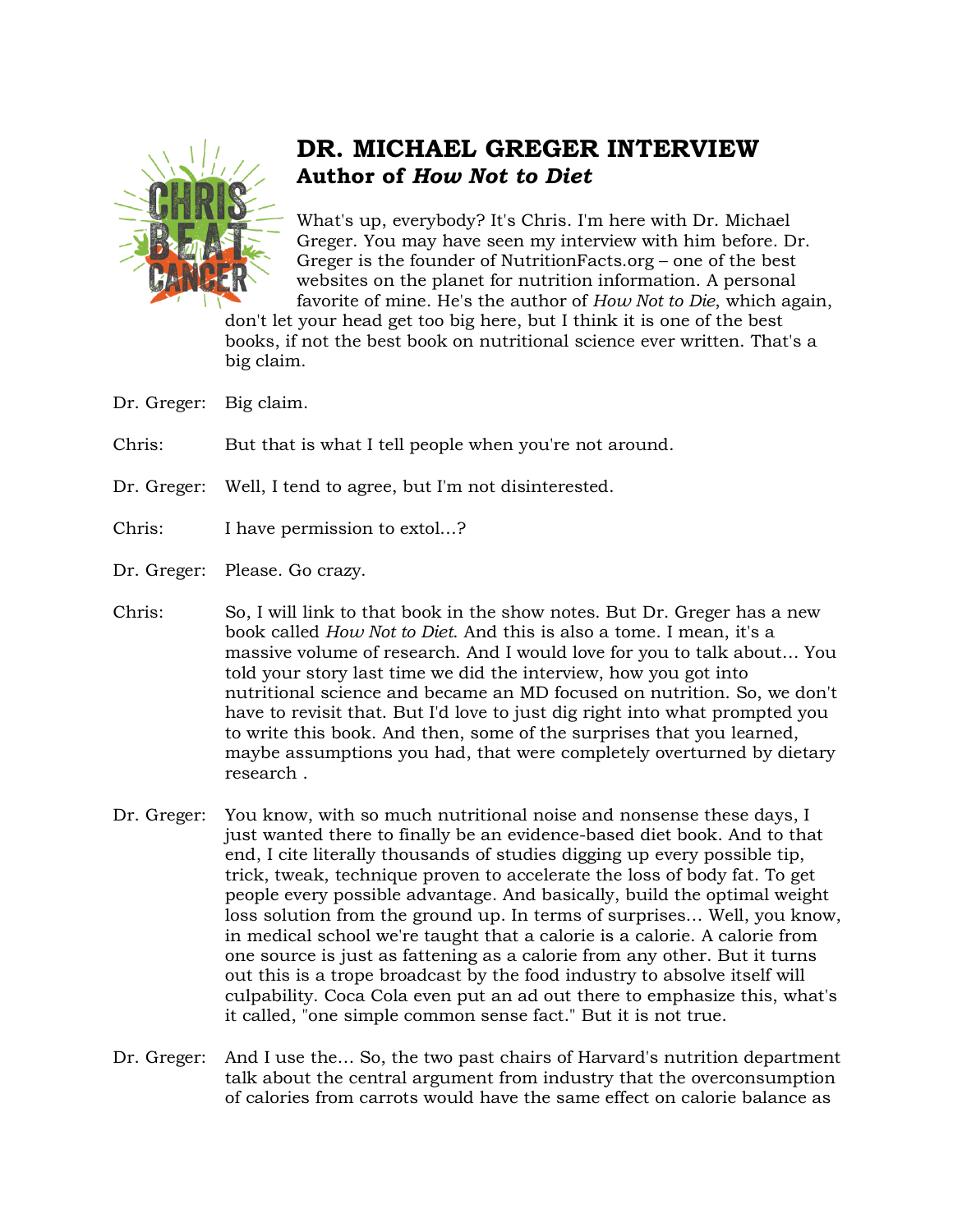# DR. MICHAEL GREGER INTERVIEW

## Author of *How Not to Diet*

What's up, everybody? It's Chris. I'm here with Dr. Michael Greger. You may have seen my interview with him before. Dr. Greger is the founder of NutritionFacts.org – one of the best websites on the planet for nutrition information. A personal favorite of mine. He's the author of *How Not to Die*, which again, don't let your head get too big here, but I think it is one of the best books, if not the best book on nutritional science ever written. That's a big claim.

Dr. Greger: Big claim.

Chris: But that is what I tell people when you're not around.

Dr. Greger: Well, I tend to agree, but I'm not disinterested.

Chris: I have permission to extol...?

Dr. Greger: Please. Go crazy.

Chris: So, I will link to that book in the show notes. But Dr. Greger has a new book called *How Not to Diet*. And this is also a tome. I mean, it's a massive volume of research. And I would love for you to talk about... You told your story last time we did the interview, how you got into nutritional science and became an MD focused on nutrition. So, we don't have to revisit that. But I'd love to just dig right into what prompted you to write this book. And then, some of the surprises that you learned, maybe assumptions you had, that were completely overturned by dietary research .

Dr. Greger: You know, with so much nutritional noise and nonsense these days, I just wanted there to finally be an evidence-based diet book. And to that end, I cite literally thousands of studies digging up every possible tip, trick, tweak, technique proven to accelerate the loss of body fat. To get people every possible advantage. And basically, build the optimal weight loss solution from the ground up. In terms of surprises... Well, you know, in medical school we're taught that a calorie is a calorie. A calorie from one source is just as fattening as a calorie from any other. But it turns out this is a trope broadcast by the food industry to absolve itself will culpability. Coca Cola even put an ad out there to emphasize this, what's it called, "one simple common sense fact." But it is not true.

Dr. Greger: And I use the... So, the two past chairs of Harvard's nutrition department talk about the central argument from industry that the overconsumption of calories from carrots would have the same effect on calorie balance as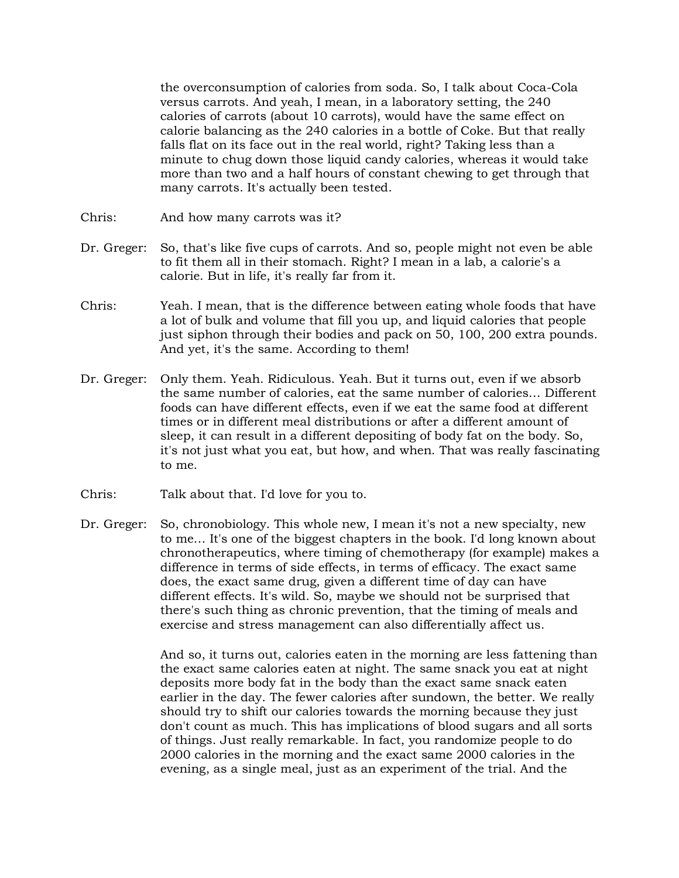the overconsumption of calories from soda. So, I talk about Coca-Cola versus carrots. And yeah, I mean, in a laboratory setting, the 240 calories of carrots (about 10 carrots), would have the same effect on calorie balancing as the 240 calories in a bottle of Coke. But that really falls flat on its face out in the real world, right? Taking less than a minute to chug down those liquid candy calories, whereas it would take more than two and a half hours of constant chewing to get through that many carrots. It's actually been tested.

Chris: And how many carrots was it?

Dr. Greger: So, that's like five cups of carrots. And so, people might not even be able to fit them all in their stomach. Right? I mean in a lab, a calorie's a calorie. But in life, it's really far from it.

Chris: Yeah. I mean, that is the difference between eating whole foods that have a lot of bulk and volume that fill you up, and liquid calories that people just siphon through their bodies and pack on 50, 100, 200 extra pounds. And yet, it's the same. According to them!

Dr. Greger: Only them. Yeah. Ridiculous. Yeah. But it turns out, even if we absorb the same number of calories, eat the same number of calories… Different foods can have different effects, even if we eat the same food at different times or in different meal distributions or after a different amount of sleep, it can result in a different depositing of body fat on the body. So, it's not just what you eat, but how, and when. That was really fascinating to me.

Chris: Talk about that. I'd love for you to.

Dr. Greger: So, chronobiology. This whole new, I mean it's not a new specialty, new to me… It's one of the biggest chapters in the book. I'd long known about chronotherapeutics, where timing of chemotherapy (for example) makes a difference in terms of side effects, in terms of efficacy. The exact same does, the exact same drug, given a different time of day can have different effects. It's wild. So, maybe we should not be surprised that there's such thing as chronic prevention, that the timing of meals and exercise and stress management can also differentially affect us.

And so, it turns out, calories eaten in the morning are less fattening than the exact same calories eaten at night. The same snack you eat at night deposits more body fat in the body than the exact same snack eaten earlier in the day. The fewer calories after sundown, the better. We really should try to shift our calories towards the morning because they just don't count as much. This has implications of blood sugars and all sorts of things. Just really remarkable. In fact, you randomize people to do 2000 calories in the morning and the exact same 2000 calories in the evening, as a single meal, just as an experiment of the trial. And the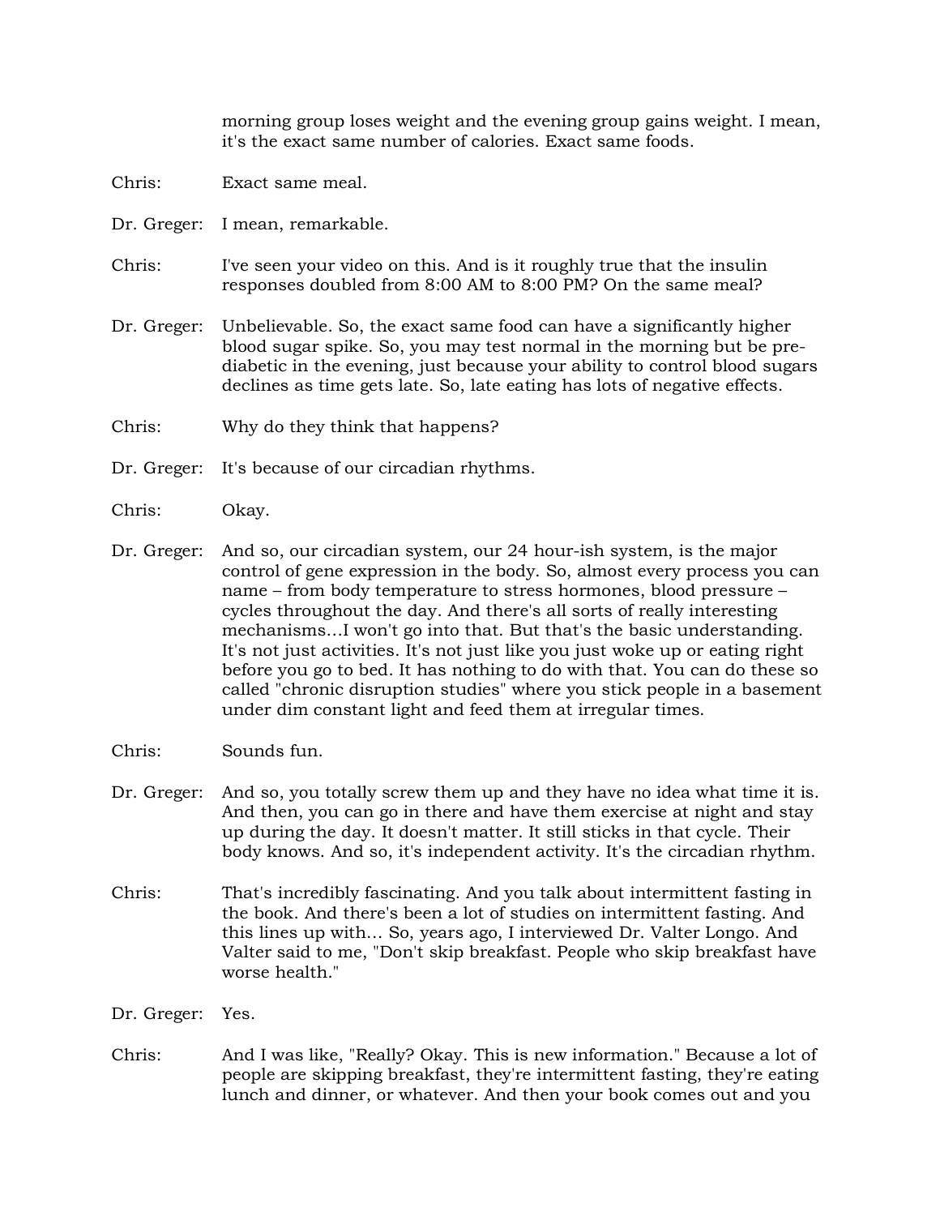morning group loses weight and the evening group gains weight. I mean, it's the exact same number of calories. Exact same foods.

Chris: Exact same meal.

Dr. Greger: I mean, remarkable.

Chris: I've seen your video on this. And is it roughly true that the insulin responses doubled from 8:00 AM to 8:00 PM? On the same meal?

Dr. Greger: Unbelievable. So, the exact same food can have a significantly higher blood sugar spike. So, you may test normal in the morning but be pre-diabetic in the evening, just because your ability to control blood sugars declines as time gets late. So, late eating has lots of negative effects.

Chris: Why do they think that happens?

Dr. Greger: It's because of our circadian rhythms.

Chris: Okay.

Dr. Greger: And so, our circadian system, our 24 hour-ish system, is the major control of gene expression in the body. So, almost every process you can name – from body temperature to stress hormones, blood pressure – cycles throughout the day. And there's all sorts of really interesting mechanisms…I won't go into that. But that's the basic understanding. It's not just activities. It's not just like you just woke up or eating right before you go to bed. It has nothing to do with that. You can do these so called "chronic disruption studies" where you stick people in a basement under dim constant light and feed them at irregular times.

Chris: Sounds fun.

Dr. Greger: And so, you totally screw them up and they have no idea what time it is. And then, you can go in there and have them exercise at night and stay up during the day. It doesn't matter. It still sticks in that cycle. Their body knows. And so, it's independent activity. It's the circadian rhythm.

Chris: That's incredibly fascinating. And you talk about intermittent fasting in the book. And there's been a lot of studies on intermittent fasting. And this lines up with… So, years ago, I interviewed Dr. Valter Longo. And Valter said to me, "Don't skip breakfast. People who skip breakfast have worse health."

Dr. Greger: Yes.

Chris: And I was like, "Really? Okay. This is new information." Because a lot of people are skipping breakfast, they're intermittent fasting, they're eating lunch and dinner, or whatever. And then your book comes out and you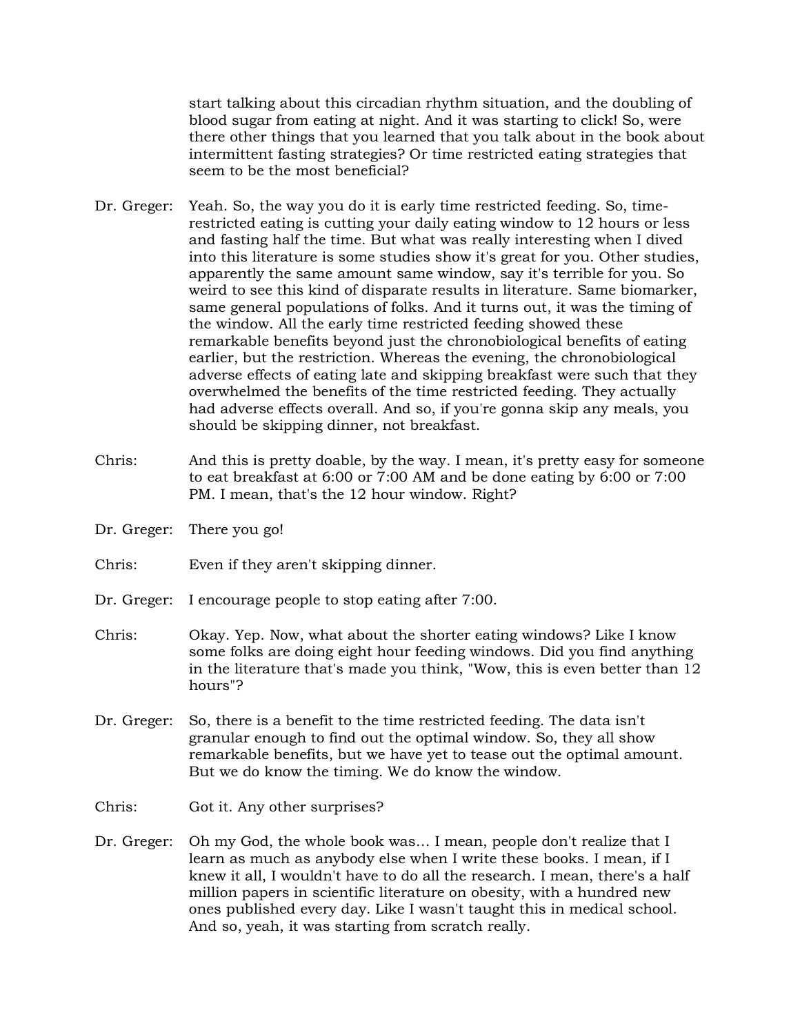start talking about this circadian rhythm situation, and the doubling of blood sugar from eating at night. And it was starting to click! So, were there other things that you learned that you talk about in the book about intermittent fasting strategies? Or time restricted eating strategies that seem to be the most beneficial?

Dr. Greger: Yeah. So, the way you do it is early time restricted feeding. So, time-restricted eating is cutting your daily eating window to 12 hours or less and fasting half the time. But what was really interesting when I dived into this literature is some studies show it's great for you. Other studies, apparently the same amount same window, say it's terrible for you. So weird to see this kind of disparate results in literature. Same biomarker, same general populations of folks. And it turns out, it was the timing of the window. All the early time restricted feeding showed these remarkable benefits beyond just the chronobiological benefits of eating earlier, but the restriction. Whereas the evening, the chronobiological adverse effects of eating late and skipping breakfast were such that they overwhelmed the benefits of the time restricted feeding. They actually had adverse effects overall. And so, if you're gonna skip any meals, you should be skipping dinner, not breakfast.

Chris: And this is pretty doable, by the way. I mean, it's pretty easy for someone to eat breakfast at 6:00 or 7:00 AM and be done eating by 6:00 or 7:00 PM. I mean, that's the 12 hour window. Right?

Dr. Greger: There you go!

Chris: Even if they aren't skipping dinner.

Dr. Greger: I encourage people to stop eating after 7:00.

Chris: Okay. Yep. Now, what about the shorter eating windows? Like I know some folks are doing eight hour feeding windows. Did you find anything in the literature that's made you think, "Wow, this is even better than 12 hours"?

Dr. Greger: So, there is a benefit to the time restricted feeding. The data isn't granular enough to find out the optimal window. So, they all show remarkable benefits, but we have yet to tease out the optimal amount. But we do know the timing. We do know the window.

Chris: Got it. Any other surprises?

Dr. Greger: Oh my God, the whole book was… I mean, people don't realize that I learn as much as anybody else when I write these books. I mean, if I knew it all, I wouldn't have to do all the research. I mean, there's a half million papers in scientific literature on obesity, with a hundred new ones published every day. Like I wasn't taught this in medical school. And so, yeah, it was starting from scratch really.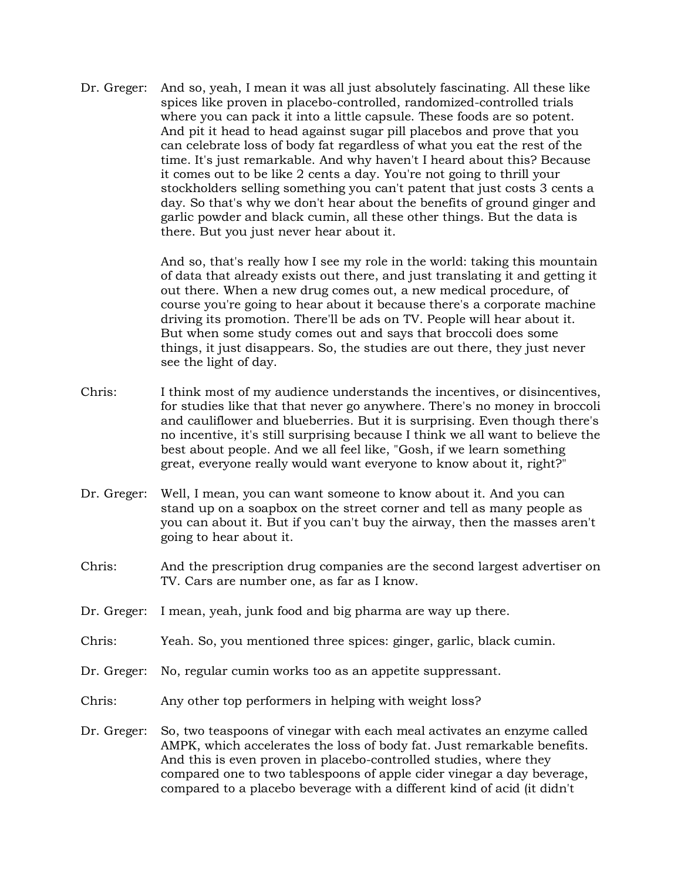**Dr. Greger:** And so, yeah, I mean it was all just absolutely fascinating. All these like spices like proven in placebo-controlled, randomized-controlled trials where you can pack it into a little capsule. These foods are so potent. And pit it head to head against sugar pill placebos and prove that you can celebrate loss of body fat regardless of what you eat the rest of the time. It's just remarkable. And why haven't I heard about this? Because it comes out to be like 2 cents a day. You're not going to thrill your stockholders selling something you can't patent that just costs 3 cents a day. So that's why we don't hear about the benefits of ground ginger and garlic powder and black cumin, all these other things. But the data is there. But you just never hear about it.

And so, that's really how I see my role in the world: taking this mountain of data that already exists out there, and just translating it and getting it out there. When a new drug comes out, a new medical procedure, of course you're going to hear about it because there's a corporate machine driving its promotion. There'll be ads on TV. People will hear about it. But when some study comes out and says that broccoli does some things, it just disappears. So, the studies are out there, they just never see the light of day.

**Chris:** I think most of my audience understands the incentives, or disincentives, for studies like that that never go anywhere. There's no money in broccoli and cauliflower and blueberries. But it is surprising. Even though there's no incentive, it's still surprising because I think we all want to believe the best about people. And we all feel like, "Gosh, if we learn something great, everyone really would want everyone to know about it, right?"

**Dr. Greger:** Well, I mean, you can want someone to know about it. And you can stand up on a soapbox on the street corner and tell as many people as you can about it. But if you can't buy the airway, then the masses aren't going to hear about it.

**Chris:** And the prescription drug companies are the second largest advertiser on TV. Cars are number one, as far as I know.

**Dr. Greger:** I mean, yeah, junk food and big pharma are way up there.

**Chris:** Yeah. So, you mentioned three spices: ginger, garlic, black cumin.

**Dr. Greger:** No, regular cumin works too as an appetite suppressant.

**Chris:** Any other top performers in helping with weight loss?

**Dr. Greger:** So, two teaspoons of vinegar with each meal activates an enzyme called AMPK, which accelerates the loss of body fat. Just remarkable benefits. And this is even proven in placebo-controlled studies, where they compared one to two tablespoons of apple cider vinegar a day beverage, compared to a placebo beverage with a different kind of acid (it didn't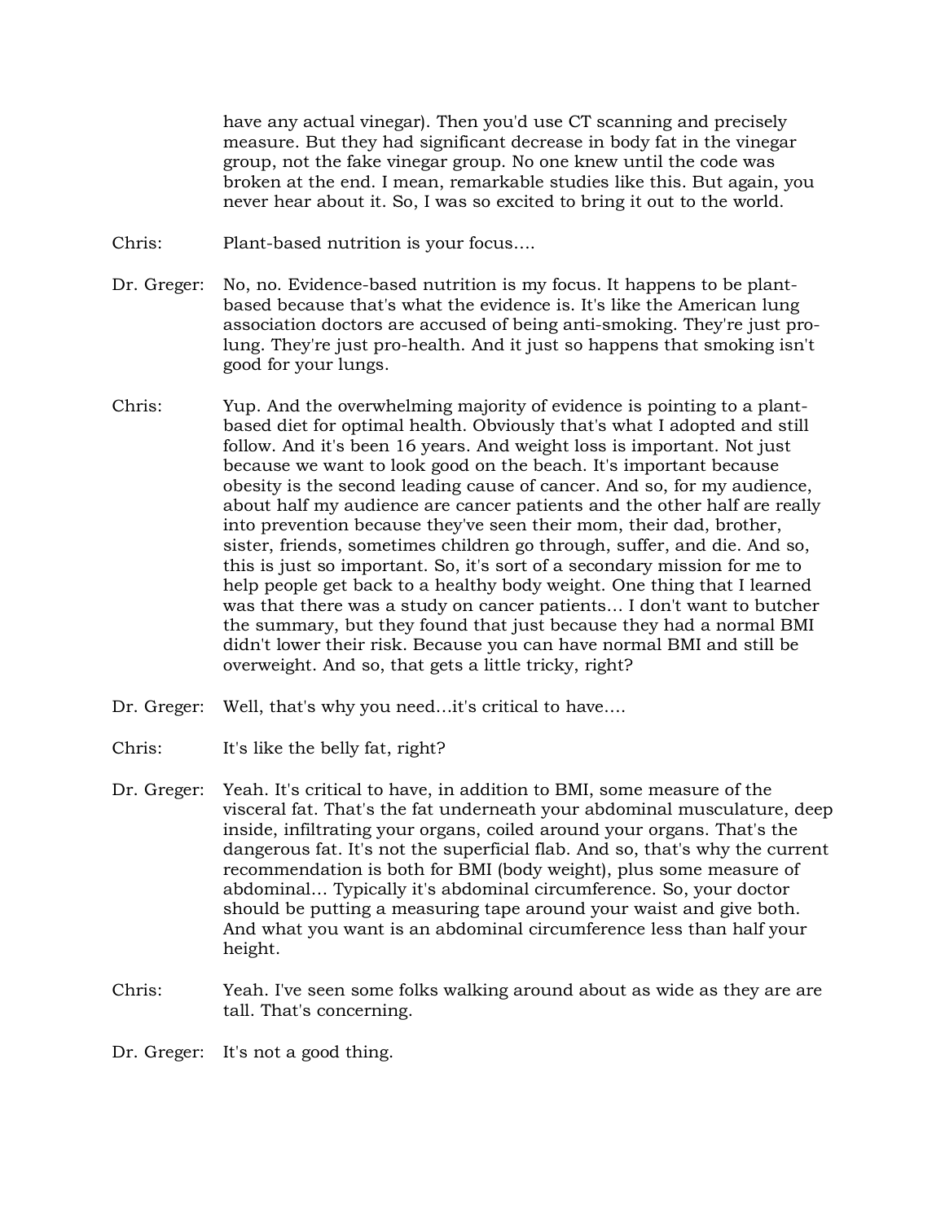have any actual vinegar). Then you'd use CT scanning and precisely measure. But they had significant decrease in body fat in the vinegar group, not the fake vinegar group. No one knew until the code was broken at the end. I mean, remarkable studies like this. But again, you never hear about it. So, I was so excited to bring it out to the world.

Chris: Plant-based nutrition is your focus….

Dr. Greger: No, no. Evidence-based nutrition is my focus. It happens to be plant-based because that's what the evidence is. It's like the American lung association doctors are accused of being anti-smoking. They're just pro-lung. They're just pro-health. And it just so happens that smoking isn't good for your lungs.

Chris: Yup. And the overwhelming majority of evidence is pointing to a plant-based diet for optimal health. Obviously that's what I adopted and still follow. And it's been 16 years. And weight loss is important. Not just because we want to look good on the beach. It's important because obesity is the second leading cause of cancer. And so, for my audience, about half my audience are cancer patients and the other half are really into prevention because they've seen their mom, their dad, brother, sister, friends, sometimes children go through, suffer, and die. And so, this is just so important. So, it's sort of a secondary mission for me to help people get back to a healthy body weight. One thing that I learned was that there was a study on cancer patients… I don't want to butcher the summary, but they found that just because they had a normal BMI didn't lower their risk. Because you can have normal BMI and still be overweight. And so, that gets a little tricky, right?

Dr. Greger: Well, that's why you need…it's critical to have….

Chris: It's like the belly fat, right?

Dr. Greger: Yeah. It's critical to have, in addition to BMI, some measure of the visceral fat. That's the fat underneath your abdominal musculature, deep inside, infiltrating your organs, coiled around your organs. That's the dangerous fat. It's not the superficial flab. And so, that's why the current recommendation is both for BMI (body weight), plus some measure of abdominal… Typically it's abdominal circumference. So, your doctor should be putting a measuring tape around your waist and give both. And what you want is an abdominal circumference less than half your height.

Chris: Yeah. I've seen some folks walking around about as wide as they are are tall. That's concerning.

Dr. Greger: It's not a good thing.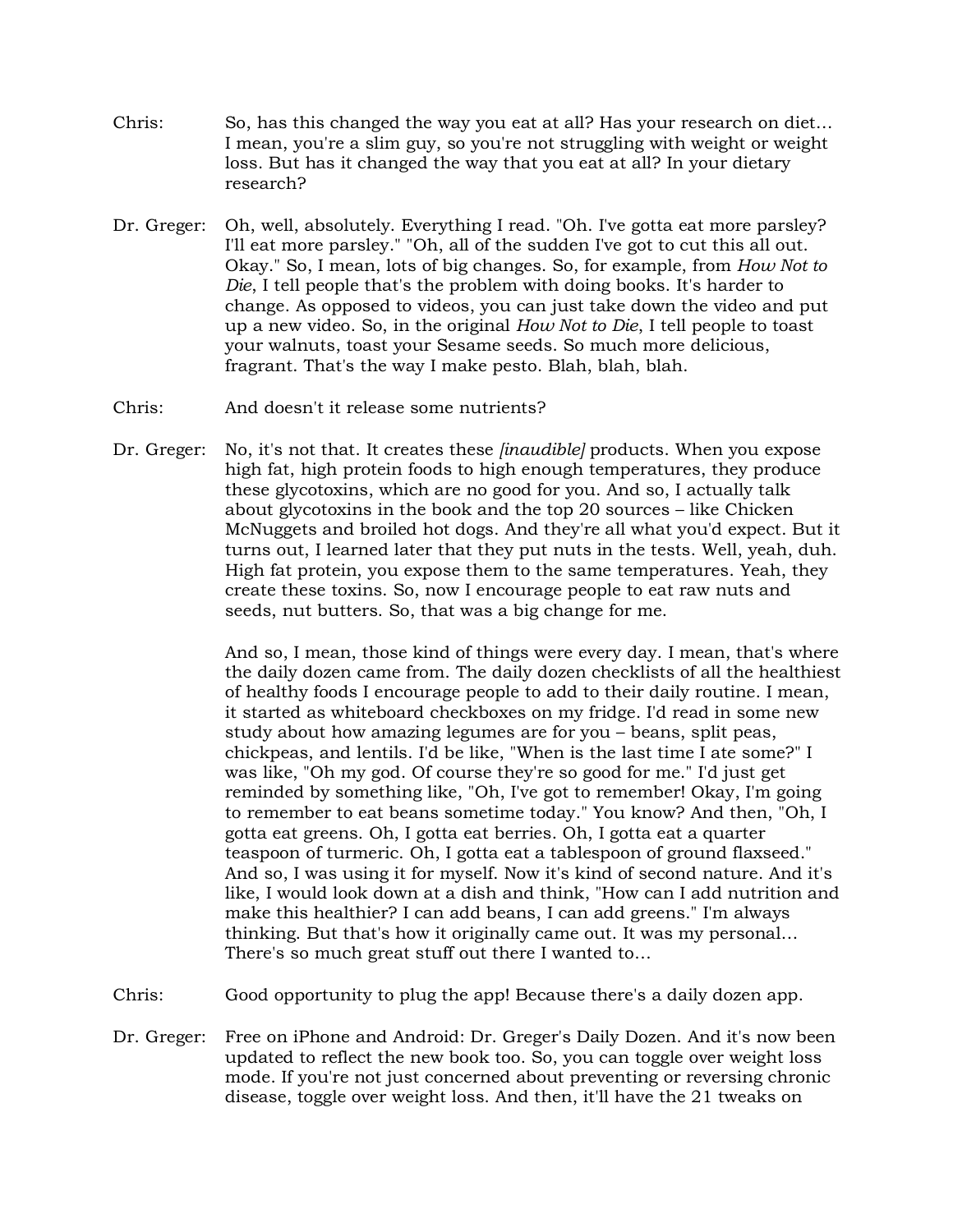Chris: So, has this changed the way you eat at all? Has your research on diet… I mean, you're a slim guy, so you're not struggling with weight or weight loss. But has it changed the way that you eat at all? In your dietary research?

Dr. Greger: Oh, well, absolutely. Everything I read. "Oh. I've gotta eat more parsley? I'll eat more parsley." "Oh, all of the sudden I've got to cut this all out. Okay." So, I mean, lots of big changes. So, for example, from *How Not to Die*, I tell people that's the problem with doing books. It's harder to change. As opposed to videos, you can just take down the video and put up a new video. So, in the original *How Not to Die*, I tell people to toast your walnuts, toast your Sesame seeds. So much more delicious, fragrant. That's the way I make pesto. Blah, blah, blah.

Chris: And doesn't it release some nutrients?

Dr. Greger: No, it's not that. It creates these *[inaudible]* products. When you expose high fat, high protein foods to high enough temperatures, they produce these glycotoxins, which are no good for you. And so, I actually talk about glycotoxins in the book and the top 20 sources – like Chicken McNuggets and broiled hot dogs. And they're all what you'd expect. But it turns out, I learned later that they put nuts in the tests. Well, yeah, duh. High fat protein, you expose them to the same temperatures. Yeah, they create these toxins. So, now I encourage people to eat raw nuts and seeds, nut butters. So, that was a big change for me.

And so, I mean, those kind of things were every day. I mean, that's where the daily dozen came from. The daily dozen checklists of all the healthiest of healthy foods I encourage people to add to their daily routine. I mean, it started as whiteboard checkboxes on my fridge. I'd read in some new study about how amazing legumes are for you – beans, split peas, chickpeas, and lentils. I'd be like, "When is the last time I ate some?" I was like, "Oh my god. Of course they're so good for me." I'd just get reminded by something like, "Oh, I've got to remember! Okay, I'm going to remember to eat beans sometime today." You know? And then, "Oh, I gotta eat greens. Oh, I gotta eat berries. Oh, I gotta eat a quarter teaspoon of turmeric. Oh, I gotta eat a tablespoon of ground flaxseed." And so, I was using it for myself. Now it's kind of second nature. And it's like, I would look down at a dish and think, "How can I add nutrition and make this healthier? I can add beans, I can add greens." I'm always thinking. But that's how it originally came out. It was my personal… There's so much great stuff out there I wanted to…

Chris: Good opportunity to plug the app! Because there's a daily dozen app.

Dr. Greger: Free on iPhone and Android: Dr. Greger's Daily Dozen. And it's now been updated to reflect the new book too. So, you can toggle over weight loss mode. If you're not just concerned about preventing or reversing chronic disease, toggle over weight loss. And then, it'll have the 21 tweaks on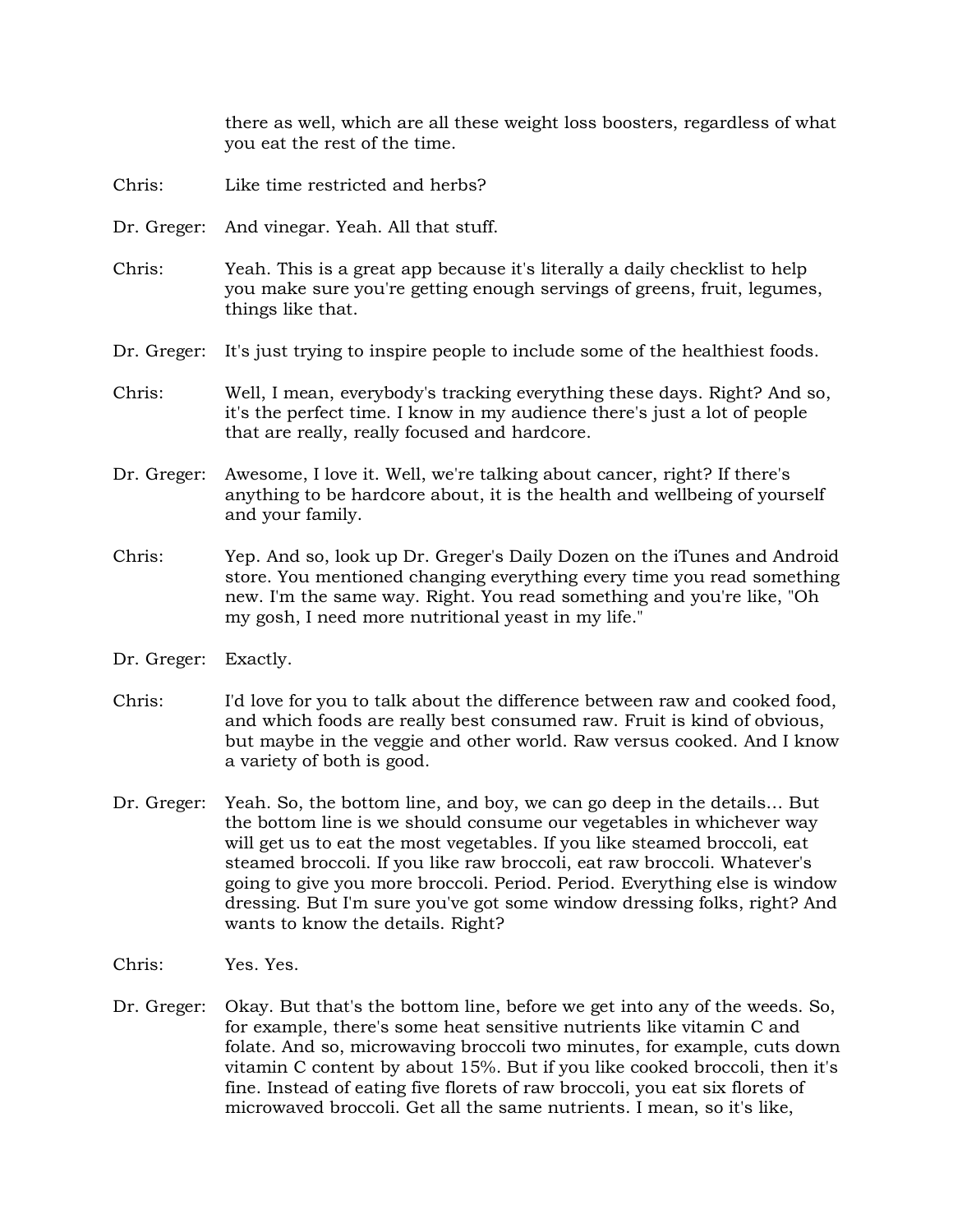there as well, which are all these weight loss boosters, regardless of what you eat the rest of the time.

Chris: Like time restricted and herbs?

Dr. Greger: And vinegar. Yeah. All that stuff.

Chris: Yeah. This is a great app because it's literally a daily checklist to help you make sure you're getting enough servings of greens, fruit, legumes, things like that.

Dr. Greger: It's just trying to inspire people to include some of the healthiest foods.

Chris: Well, I mean, everybody's tracking everything these days. Right? And so, it's the perfect time. I know in my audience there's just a lot of people that are really, really focused and hardcore.

Dr. Greger: Awesome, I love it. Well, we're talking about cancer, right? If there's anything to be hardcore about, it is the health and wellbeing of yourself and your family.

Chris: Yep. And so, look up Dr. Greger's Daily Dozen on the iTunes and Android store. You mentioned changing everything every time you read something new. I'm the same way. Right. You read something and you're like, "Oh my gosh, I need more nutritional yeast in my life."

Dr. Greger: Exactly.

Chris: I'd love for you to talk about the difference between raw and cooked food, and which foods are really best consumed raw. Fruit is kind of obvious, but maybe in the veggie and other world. Raw versus cooked. And I know a variety of both is good.

Dr. Greger: Yeah. So, the bottom line, and boy, we can go deep in the details… But the bottom line is we should consume our vegetables in whichever way will get us to eat the most vegetables. If you like steamed broccoli, eat steamed broccoli. If you like raw broccoli, eat raw broccoli. Whatever's going to give you more broccoli. Period. Period. Everything else is window dressing. But I'm sure you've got some window dressing folks, right? And wants to know the details. Right?

Chris: Yes. Yes.

Dr. Greger: Okay. But that's the bottom line, before we get into any of the weeds. So, for example, there's some heat sensitive nutrients like vitamin C and folate. And so, microwaving broccoli two minutes, for example, cuts down vitamin C content by about 15%. But if you like cooked broccoli, then it's fine. Instead of eating five florets of raw broccoli, you eat six florets of microwaved broccoli. Get all the same nutrients. I mean, so it's like,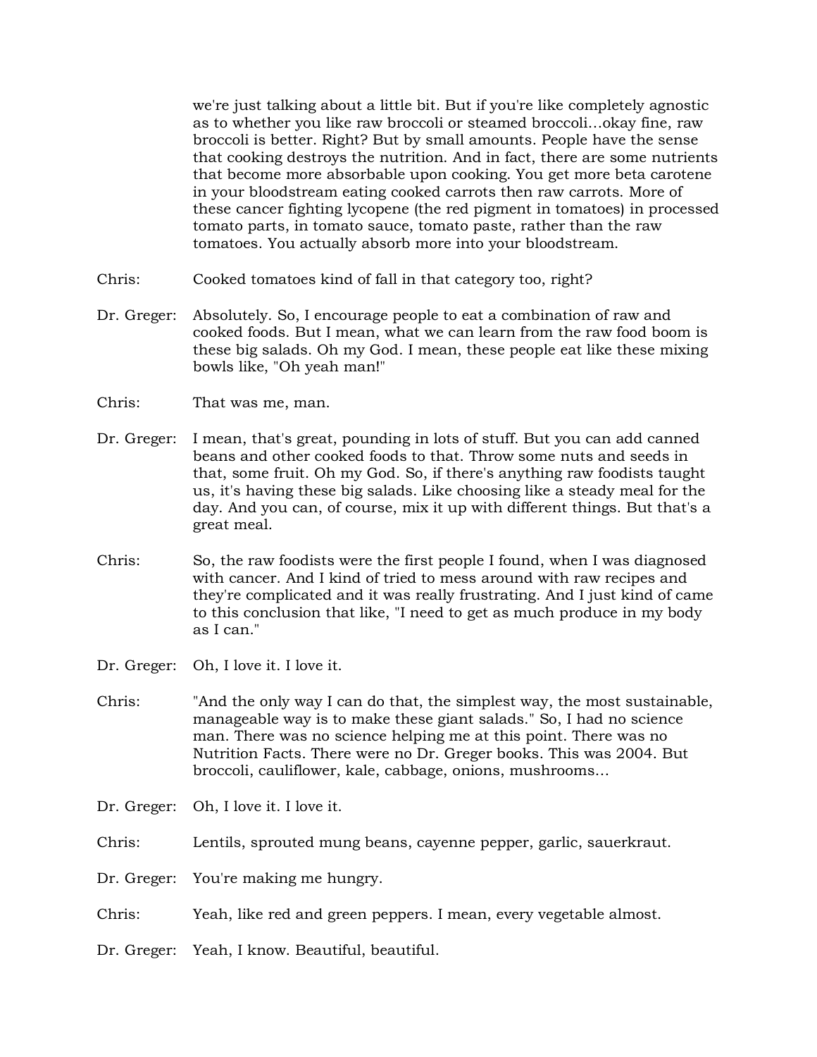we're just talking about a little bit. But if you're like completely agnostic as to whether you like raw broccoli or steamed broccoli…okay fine, raw broccoli is better. Right? But by small amounts. People have the sense that cooking destroys the nutrition. And in fact, there are some nutrients that become more absorbable upon cooking. You get more beta carotene in your bloodstream eating cooked carrots then raw carrots. More of these cancer fighting lycopene (the red pigment in tomatoes) in processed tomato parts, in tomato sauce, tomato paste, rather than the raw tomatoes. You actually absorb more into your bloodstream.

Chris: Cooked tomatoes kind of fall in that category too, right?

Dr. Greger: Absolutely. So, I encourage people to eat a combination of raw and cooked foods. But I mean, what we can learn from the raw food boom is these big salads. Oh my God. I mean, these people eat like these mixing bowls like, "Oh yeah man!"

Chris: That was me, man.

Dr. Greger: I mean, that's great, pounding in lots of stuff. But you can add canned beans and other cooked foods to that. Throw some nuts and seeds in that, some fruit. Oh my God. So, if there's anything raw foodists taught us, it's having these big salads. Like choosing like a steady meal for the day. And you can, of course, mix it up with different things. But that's a great meal.

Chris: So, the raw foodists were the first people I found, when I was diagnosed with cancer. And I kind of tried to mess around with raw recipes and they're complicated and it was really frustrating. And I just kind of came to this conclusion that like, "I need to get as much produce in my body as I can."

Dr. Greger: Oh, I love it. I love it.

Chris: "And the only way I can do that, the simplest way, the most sustainable, manageable way is to make these giant salads." So, I had no science man. There was no science helping me at this point. There was no Nutrition Facts. There were no Dr. Greger books. This was 2004. But broccoli, cauliflower, kale, cabbage, onions, mushrooms…

Dr. Greger: Oh, I love it. I love it.

Chris: Lentils, sprouted mung beans, cayenne pepper, garlic, sauerkraut.

Dr. Greger: You're making me hungry.

Chris: Yeah, like red and green peppers. I mean, every vegetable almost.

Dr. Greger: Yeah, I know. Beautiful, beautiful.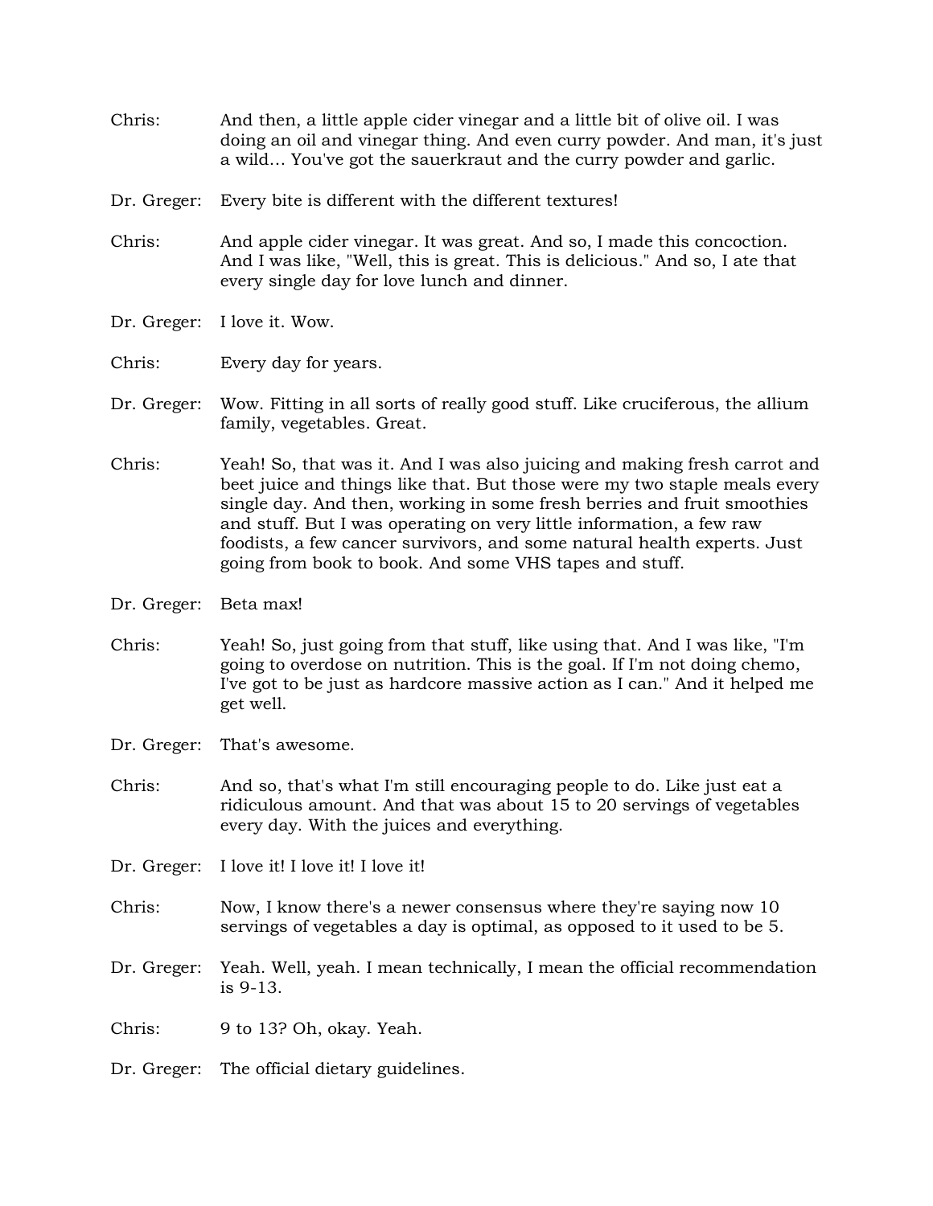Chris: And then, a little apple cider vinegar and a little bit of olive oil. I was doing an oil and vinegar thing. And even curry powder. And man, it's just a wild… You've got the sauerkraut and the curry powder and garlic.

Dr. Greger: Every bite is different with the different textures!

Chris: And apple cider vinegar. It was great. And so, I made this concoction. And I was like, "Well, this is great. This is delicious." And so, I ate that every single day for love lunch and dinner.

Dr. Greger: I love it. Wow.

Chris: Every day for years.

Dr. Greger: Wow. Fitting in all sorts of really good stuff. Like cruciferous, the allium family, vegetables. Great.

Chris: Yeah! So, that was it. And I was also juicing and making fresh carrot and beet juice and things like that. But those were my two staple meals every single day. And then, working in some fresh berries and fruit smoothies and stuff. But I was operating on very little information, a few raw foodists, a few cancer survivors, and some natural health experts. Just going from book to book. And some VHS tapes and stuff.

Dr. Greger: Beta max!

Chris: Yeah! So, just going from that stuff, like using that. And I was like, "I'm going to overdose on nutrition. This is the goal. If I'm not doing chemo, I've got to be just as hardcore massive action as I can." And it helped me get well.

Dr. Greger: That's awesome.

Chris: And so, that's what I'm still encouraging people to do. Like just eat a ridiculous amount. And that was about 15 to 20 servings of vegetables every day. With the juices and everything.

Dr. Greger: I love it! I love it! I love it!

Chris: Now, I know there's a newer consensus where they're saying now 10 servings of vegetables a day is optimal, as opposed to it used to be 5.

Dr. Greger: Yeah. Well, yeah. I mean technically, I mean the official recommendation is 9-13.

Chris: 9 to 13? Oh, okay. Yeah.

Dr. Greger: The official dietary guidelines.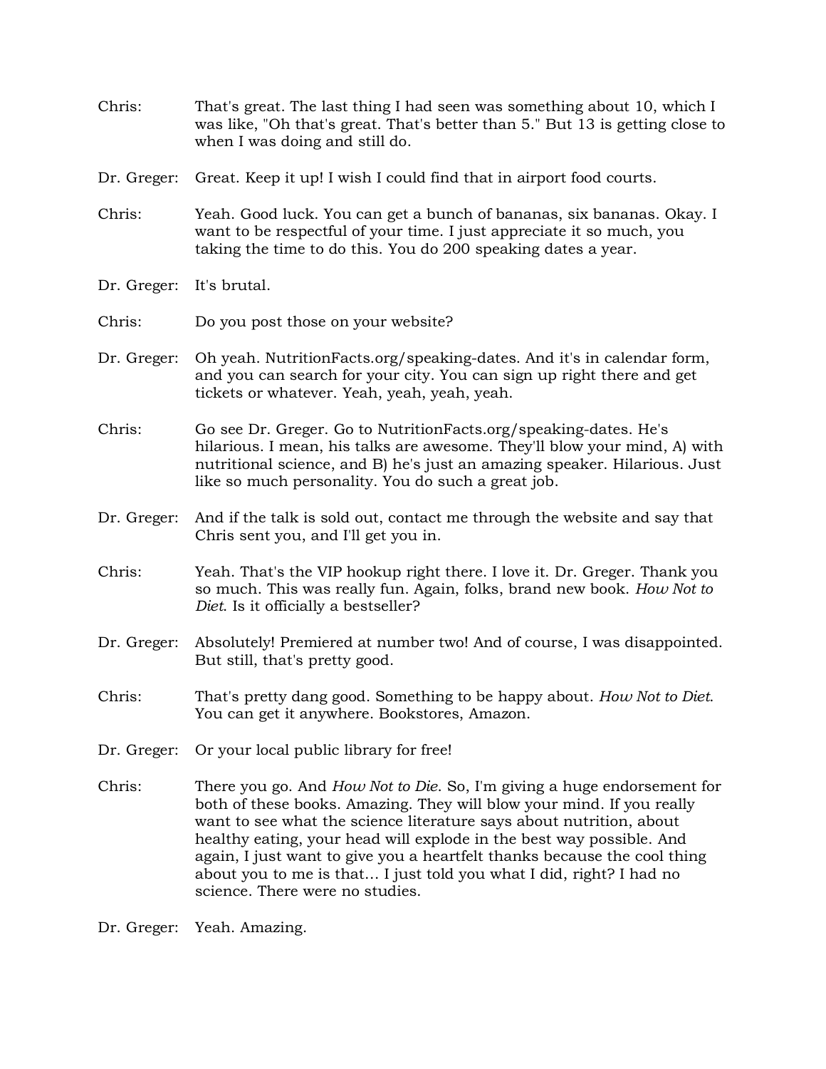Chris: That's great. The last thing I had seen was something about 10, which I was like, "Oh that's great. That's better than 5." But 13 is getting close to when I was doing and still do.

Dr. Greger: Great. Keep it up! I wish I could find that in airport food courts.

Chris: Yeah. Good luck. You can get a bunch of bananas, six bananas. Okay. I want to be respectful of your time. I just appreciate it so much, you taking the time to do this. You do 200 speaking dates a year.

Dr. Greger: It's brutal.

Chris: Do you post those on your website?

Dr. Greger: Oh yeah. NutritionFacts.org/speaking-dates. And it's in calendar form, and you can search for your city. You can sign up right there and get tickets or whatever. Yeah, yeah, yeah, yeah.

Chris: Go see Dr. Greger. Go to NutritionFacts.org/speaking-dates. He's hilarious. I mean, his talks are awesome. They'll blow your mind, A) with nutritional science, and B) he's just an amazing speaker. Hilarious. Just like so much personality. You do such a great job.

Dr. Greger: And if the talk is sold out, contact me through the website and say that Chris sent you, and I'll get you in.

Chris: Yeah. That's the VIP hookup right there. I love it. Dr. Greger. Thank you so much. This was really fun. Again, folks, brand new book. *How Not to Diet*. Is it officially a bestseller?

Dr. Greger: Absolutely! Premiered at number two! And of course, I was disappointed. But still, that's pretty good.

Chris: That's pretty dang good. Something to be happy about. *How Not to Diet*. You can get it anywhere. Bookstores, Amazon.

Dr. Greger: Or your local public library for free!

Chris: There you go. And *How Not to Die*. So, I'm giving a huge endorsement for both of these books. Amazing. They will blow your mind. If you really want to see what the science literature says about nutrition, about healthy eating, your head will explode in the best way possible. And again, I just want to give you a heartfelt thanks because the cool thing about you to me is that… I just told you what I did, right? I had no science. There were no studies.

Dr. Greger: Yeah. Amazing.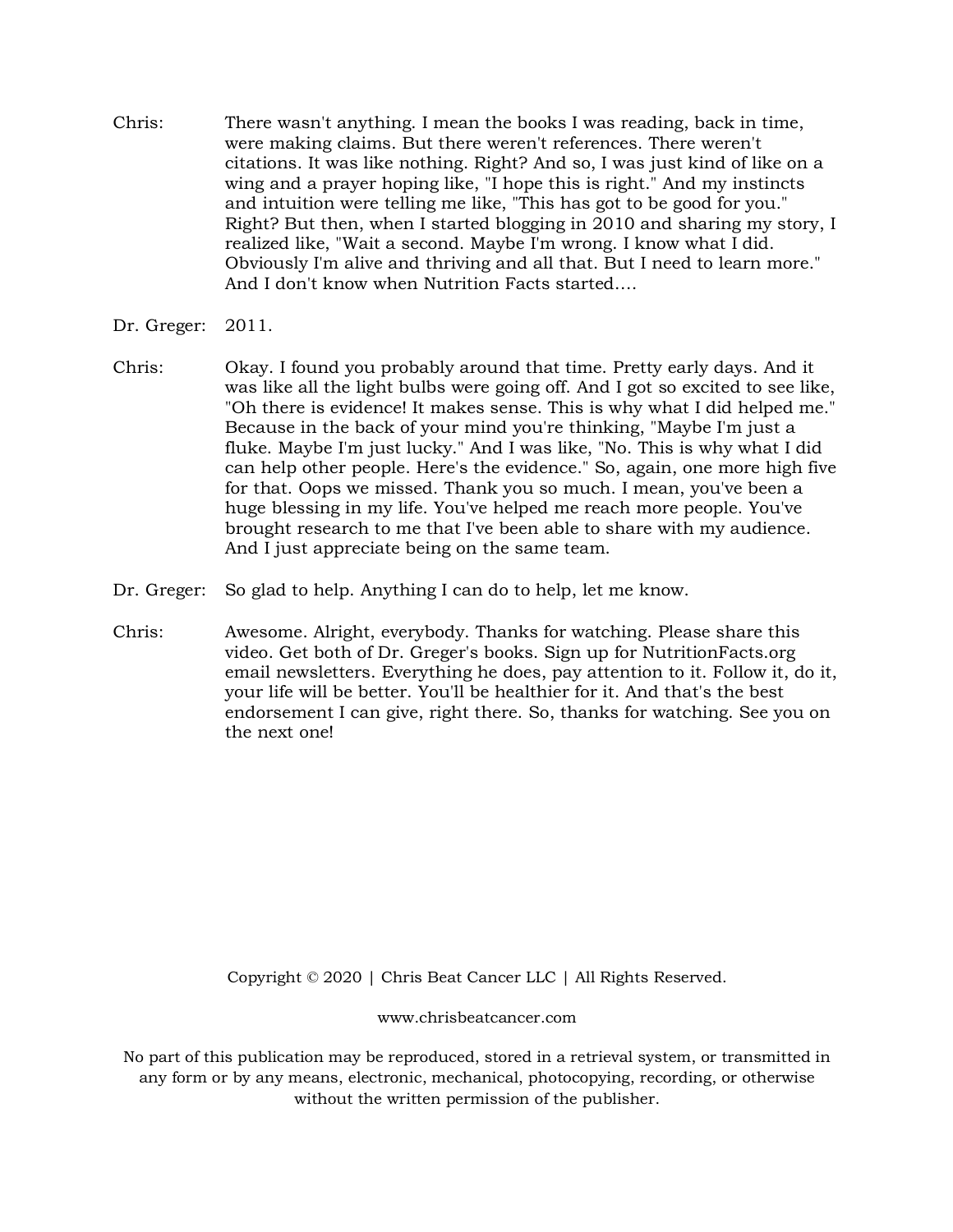Chris: There wasn't anything. I mean the books I was reading, back in time, were making claims. But there weren't references. There weren't citations. It was like nothing. Right? And so, I was just kind of like on a wing and a prayer hoping like, "I hope this is right." And my instincts and intuition were telling me like, "This has got to be good for you." Right? But then, when I started blogging in 2010 and sharing my story, I realized like, "Wait a second. Maybe I'm wrong. I know what I did. Obviously I'm alive and thriving and all that. But I need to learn more." And I don't know when Nutrition Facts started….

Dr. Greger: 2011.

Chris: Okay. I found you probably around that time. Pretty early days. And it was like all the light bulbs were going off. And I got so excited to see like, "Oh there is evidence! It makes sense. This is why what I did helped me." Because in the back of your mind you're thinking, "Maybe I'm just a fluke. Maybe I'm just lucky." And I was like, "No. This is why what I did can help other people. Here's the evidence." So, again, one more high five for that. Oops we missed. Thank you so much. I mean, you've been a huge blessing in my life. You've helped me reach more people. You've brought research to me that I've been able to share with my audience. And I just appreciate being on the same team.

Dr. Greger: So glad to help. Anything I can do to help, let me know.

Chris: Awesome. Alright, everybody. Thanks for watching. Please share this video. Get both of Dr. Greger's books. Sign up for NutritionFacts.org email newsletters. Everything he does, pay attention to it. Follow it, do it, your life will be better. You'll be healthier for it. And that's the best endorsement I can give, right there. So, thanks for watching. See you on the next one!

Copyright © 2020 | Chris Beat Cancer LLC | All Rights Reserved.

www.chrisbeatcancer.com

No part of this publication may be reproduced, stored in a retrieval system, or transmitted in any form or by any means, electronic, mechanical, photocopying, recording, or otherwise without the written permission of the publisher.